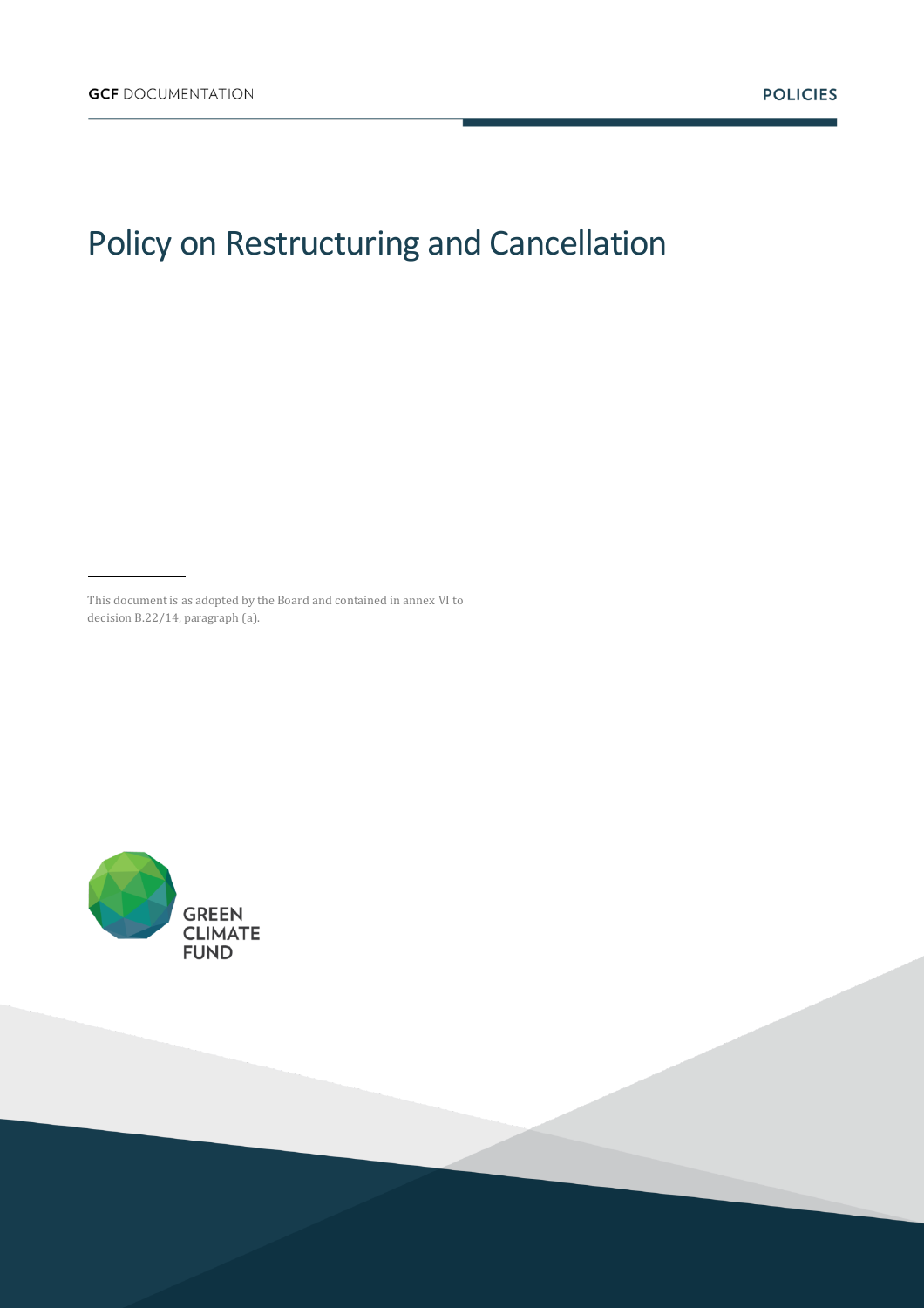GCF DOCUMENTATION

POLICIES

# Policy on Restructuring and Cancellation

This document is as adopted by the Board and contained in annex VI to decision B.22/14, paragraph (a).

GREEN CLIMATE FUND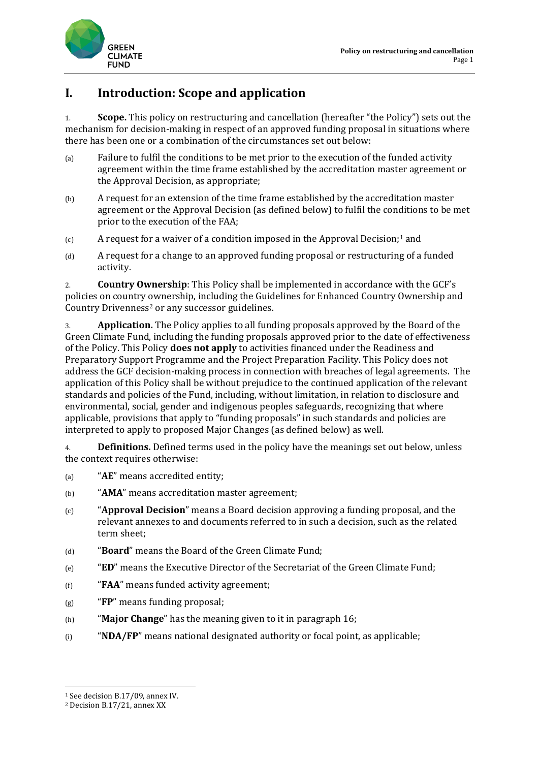# I. Introduction: Scope and application

1. **Scope.** This policy on restructuring and cancellation (hereafter "the Policy") sets out the mechanism for decision-making in respect of an approved funding proposal in situations where there has been one or a combination of the circumstances set out below:

(a) Failure to fulfil the conditions to be met prior to the execution of the funded activity agreement within the time frame established by the accreditation master agreement or the Approval Decision, as appropriate;

(b) A request for an extension of the time frame established by the accreditation master agreement or the Approval Decision (as defined below) to fulfil the conditions to be met prior to the execution of the FAA;

(c) A request for a waiver of a condition imposed in the Approval Decision;[1] and

(d) A request for a change to an approved funding proposal or restructuring of a funded activity.

2. **Country Ownership**: This Policy shall be implemented in accordance with the GCF's policies on country ownership, including the Guidelines for Enhanced Country Ownership and Country Drivenness[2] or any successor guidelines.

3. **Application.** The Policy applies to all funding proposals approved by the Board of the Green Climate Fund, including the funding proposals approved prior to the date of effectiveness of the Policy. This Policy **does not apply** to activities financed under the Readiness and Preparatory Support Programme and the Project Preparation Facility. This Policy does not address the GCF decision-making process in connection with breaches of legal agreements. The application of this Policy shall be without prejudice to the continued application of the relevant standards and policies of the Fund, including, without limitation, in relation to disclosure and environmental, social, gender and indigenous peoples safeguards, recognizing that where applicable, provisions that apply to "funding proposals" in such standards and policies are interpreted to apply to proposed Major Changes (as defined below) as well.

4. **Definitions.** Defined terms used in the policy have the meanings set out below, unless the context requires otherwise:

(a) "**AE**" means accredited entity;

(b) "**AMA**" means accreditation master agreement;

(c) "**Approval Decision**" means a Board decision approving a funding proposal, and the relevant annexes to and documents referred to in such a decision, such as the related term sheet;

(d) "**Board**" means the Board of the Green Climate Fund;

(e) "**ED**" means the Executive Director of the Secretariat of the Green Climate Fund;

(f) "**FAA**" means funded activity agreement;

(g) "**FP**" means funding proposal;

(h) "**Major Change**" has the meaning given to it in paragraph 16;

(i) "**NDA/FP**" means national designated authority or focal point, as applicable;

---

[1] See decision B.17/09, annex IV.

[2] Decision B.17/21, annex XX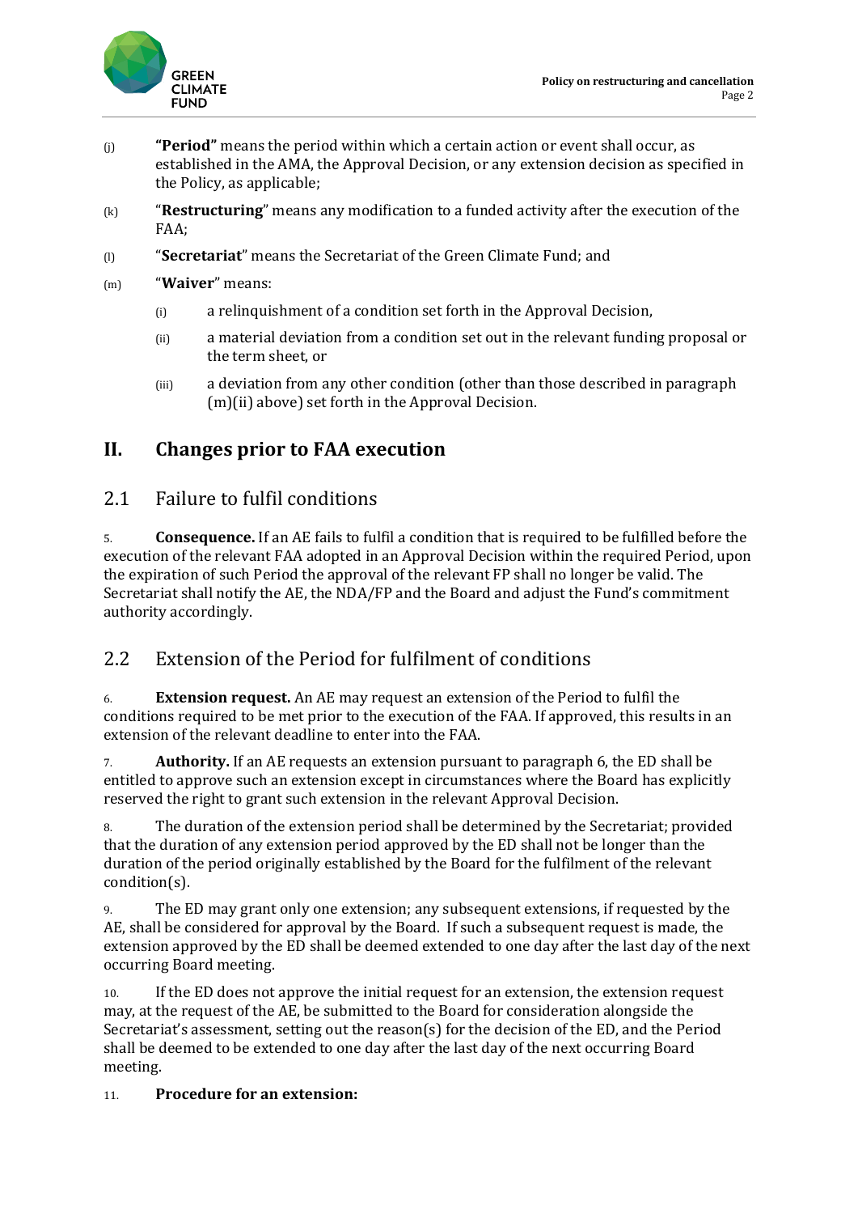(j) **"Period"** means the period within which a certain action or event shall occur, as established in the AMA, the Approval Decision, or any extension decision as specified in the Policy, as applicable;

(k) "**Restructuring**" means any modification to a funded activity after the execution of the FAA;

(l) "**Secretariat**" means the Secretariat of the Green Climate Fund; and

(m) "**Waiver**" means:

(i) a relinquishment of a condition set forth in the Approval Decision,

(ii) a material deviation from a condition set out in the relevant funding proposal or the term sheet, or

(iii) a deviation from any other condition (other than those described in paragraph (m)(ii) above) set forth in the Approval Decision.

# II. Changes prior to FAA execution

## 2.1 Failure to fulfil conditions

5. **Consequence.** If an AE fails to fulfil a condition that is required to be fulfilled before the execution of the relevant FAA adopted in an Approval Decision within the required Period, upon the expiration of such Period the approval of the relevant FP shall no longer be valid. The Secretariat shall notify the AE, the NDA/FP and the Board and adjust the Fund's commitment authority accordingly.

## 2.2 Extension of the Period for fulfilment of conditions

6. **Extension request.** An AE may request an extension of the Period to fulfil the conditions required to be met prior to the execution of the FAA. If approved, this results in an extension of the relevant deadline to enter into the FAA.

7. **Authority.** If an AE requests an extension pursuant to paragraph 6, the ED shall be entitled to approve such an extension except in circumstances where the Board has explicitly reserved the right to grant such extension in the relevant Approval Decision.

8. The duration of the extension period shall be determined by the Secretariat; provided that the duration of any extension period approved by the ED shall not be longer than the duration of the period originally established by the Board for the fulfilment of the relevant condition(s).

9. The ED may grant only one extension; any subsequent extensions, if requested by the AE, shall be considered for approval by the Board. If such a subsequent request is made, the extension approved by the ED shall be deemed extended to one day after the last day of the next occurring Board meeting.

10. If the ED does not approve the initial request for an extension, the extension request may, at the request of the AE, be submitted to the Board for consideration alongside the Secretariat's assessment, setting out the reason(s) for the decision of the ED, and the Period shall be deemed to be extended to one day after the last day of the next occurring Board meeting.

11. **Procedure for an extension:**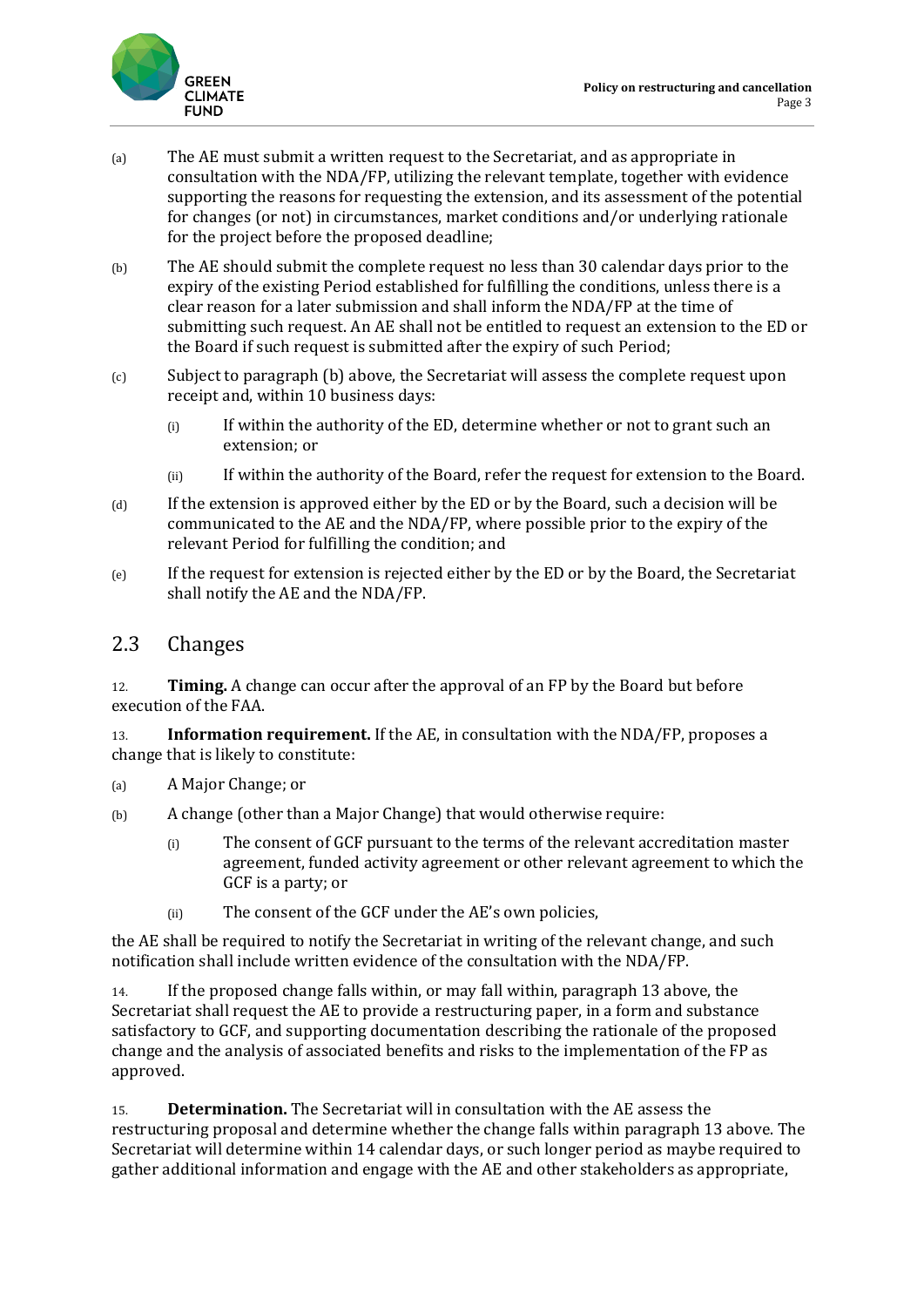(a) The AE must submit a written request to the Secretariat, and as appropriate in consultation with the NDA/FP, utilizing the relevant template, together with evidence supporting the reasons for requesting the extension, and its assessment of the potential for changes (or not) in circumstances, market conditions and/or underlying rationale for the project before the proposed deadline;

(b) The AE should submit the complete request no less than 30 calendar days prior to the expiry of the existing Period established for fulfilling the conditions, unless there is a clear reason for a later submission and shall inform the NDA/FP at the time of submitting such request. An AE shall not be entitled to request an extension to the ED or the Board if such request is submitted after the expiry of such Period;

(c) Subject to paragraph (b) above, the Secretariat will assess the complete request upon receipt and, within 10 business days:

   (i) If within the authority of the ED, determine whether or not to grant such an extension; or

   (ii) If within the authority of the Board, refer the request for extension to the Board.

(d) If the extension is approved either by the ED or by the Board, such a decision will be communicated to the AE and the NDA/FP, where possible prior to the expiry of the relevant Period for fulfilling the condition; and

(e) If the request for extension is rejected either by the ED or by the Board, the Secretariat shall notify the AE and the NDA/FP.

## 2.3 Changes

12. **Timing.** A change can occur after the approval of an FP by the Board but before execution of the FAA.

13. **Information requirement.** If the AE, in consultation with the NDA/FP, proposes a change that is likely to constitute:

(a) A Major Change; or

(b) A change (other than a Major Change) that would otherwise require:

   (i) The consent of GCF pursuant to the terms of the relevant accreditation master agreement, funded activity agreement or other relevant agreement to which the GCF is a party; or

   (ii) The consent of the GCF under the AE's own policies,

the AE shall be required to notify the Secretariat in writing of the relevant change, and such notification shall include written evidence of the consultation with the NDA/FP.

14. If the proposed change falls within, or may fall within, paragraph 13 above, the Secretariat shall request the AE to provide a restructuring paper, in a form and substance satisfactory to GCF, and supporting documentation describing the rationale of the proposed change and the analysis of associated benefits and risks to the implementation of the FP as approved.

15. **Determination.** The Secretariat will in consultation with the AE assess the restructuring proposal and determine whether the change falls within paragraph 13 above. The Secretariat will determine within 14 calendar days, or such longer period as maybe required to gather additional information and engage with the AE and other stakeholders as appropriate,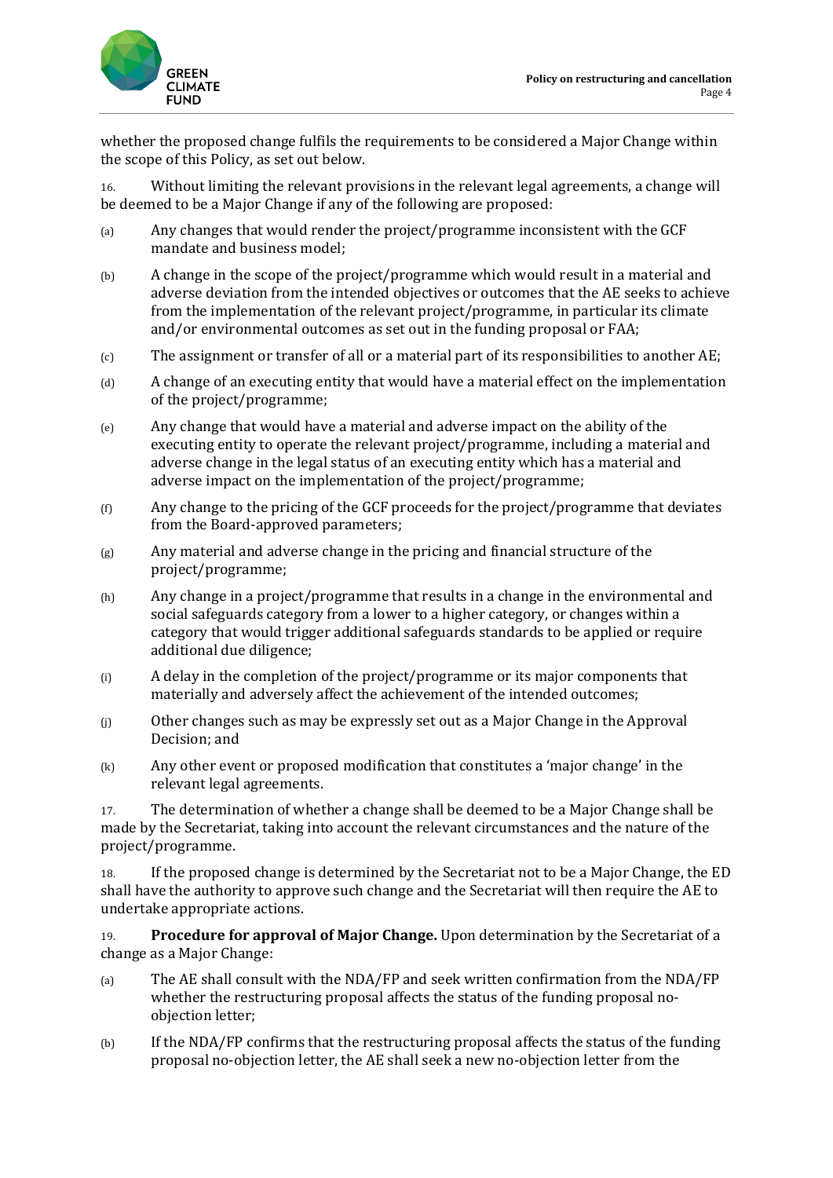whether the proposed change fulfils the requirements to be considered a Major Change within the scope of this Policy, as set out below.

16. Without limiting the relevant provisions in the relevant legal agreements, a change will be deemed to be a Major Change if any of the following are proposed:

(a) Any changes that would render the project/programme inconsistent with the GCF mandate and business model;

(b) A change in the scope of the project/programme which would result in a material and adverse deviation from the intended objectives or outcomes that the AE seeks to achieve from the implementation of the relevant project/programme, in particular its climate and/or environmental outcomes as set out in the funding proposal or FAA;

(c) The assignment or transfer of all or a material part of its responsibilities to another AE;

(d) A change of an executing entity that would have a material effect on the implementation of the project/programme;

(e) Any change that would have a material and adverse impact on the ability of the executing entity to operate the relevant project/programme, including a material and adverse change in the legal status of an executing entity which has a material and adverse impact on the implementation of the project/programme;

(f) Any change to the pricing of the GCF proceeds for the project/programme that deviates from the Board-approved parameters;

(g) Any material and adverse change in the pricing and financial structure of the project/programme;

(h) Any change in a project/programme that results in a change in the environmental and social safeguards category from a lower to a higher category, or changes within a category that would trigger additional safeguards standards to be applied or require additional due diligence;

(i) A delay in the completion of the project/programme or its major components that materially and adversely affect the achievement of the intended outcomes;

(j) Other changes such as may be expressly set out as a Major Change in the Approval Decision; and

(k) Any other event or proposed modification that constitutes a 'major change' in the relevant legal agreements.

17. The determination of whether a change shall be deemed to be a Major Change shall be made by the Secretariat, taking into account the relevant circumstances and the nature of the project/programme.

18. If the proposed change is determined by the Secretariat not to be a Major Change, the ED shall have the authority to approve such change and the Secretariat will then require the AE to undertake appropriate actions.

19. **Procedure for approval of Major Change.** Upon determination by the Secretariat of a change as a Major Change:

(a) The AE shall consult with the NDA/FP and seek written confirmation from the NDA/FP whether the restructuring proposal affects the status of the funding proposal no-objection letter;

(b) If the NDA/FP confirms that the restructuring proposal affects the status of the funding proposal no-objection letter, the AE shall seek a new no-objection letter from the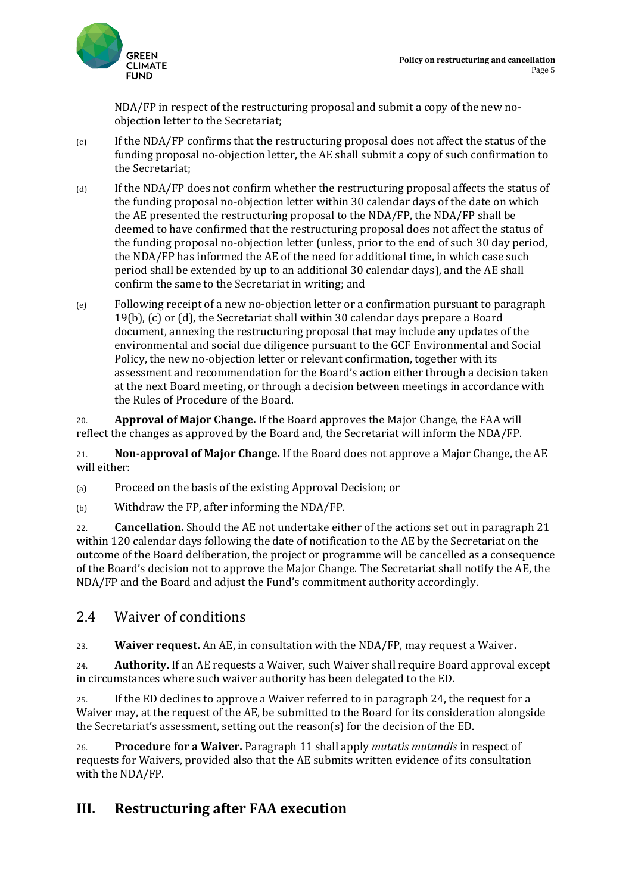NDA/FP in respect of the restructuring proposal and submit a copy of the new no-objection letter to the Secretariat;

(c) If the NDA/FP confirms that the restructuring proposal does not affect the status of the funding proposal no-objection letter, the AE shall submit a copy of such confirmation to the Secretariat;

(d) If the NDA/FP does not confirm whether the restructuring proposal affects the status of the funding proposal no-objection letter within 30 calendar days of the date on which the AE presented the restructuring proposal to the NDA/FP, the NDA/FP shall be deemed to have confirmed that the restructuring proposal does not affect the status of the funding proposal no-objection letter (unless, prior to the end of such 30 day period, the NDA/FP has informed the AE of the need for additional time, in which case such period shall be extended by up to an additional 30 calendar days), and the AE shall confirm the same to the Secretariat in writing; and

(e) Following receipt of a new no-objection letter or a confirmation pursuant to paragraph 19(b), (c) or (d), the Secretariat shall within 30 calendar days prepare a Board document, annexing the restructuring proposal that may include any updates of the environmental and social due diligence pursuant to the GCF Environmental and Social Policy, the new no-objection letter or relevant confirmation, together with its assessment and recommendation for the Board's action either through a decision taken at the next Board meeting, or through a decision between meetings in accordance with the Rules of Procedure of the Board.

20. **Approval of Major Change.** If the Board approves the Major Change, the FAA will reflect the changes as approved by the Board and, the Secretariat will inform the NDA/FP.

21. **Non-approval of Major Change.** If the Board does not approve a Major Change, the AE will either:

(a) Proceed on the basis of the existing Approval Decision; or

(b) Withdraw the FP, after informing the NDA/FP.

22. **Cancellation.** Should the AE not undertake either of the actions set out in paragraph 21 within 120 calendar days following the date of notification to the AE by the Secretariat on the outcome of the Board deliberation, the project or programme will be cancelled as a consequence of the Board's decision not to approve the Major Change. The Secretariat shall notify the AE, the NDA/FP and the Board and adjust the Fund's commitment authority accordingly.

## 2.4 Waiver of conditions

23. **Waiver request.** An AE, in consultation with the NDA/FP, may request a Waiver**.**

24. **Authority.** If an AE requests a Waiver, such Waiver shall require Board approval except in circumstances where such waiver authority has been delegated to the ED.

25. If the ED declines to approve a Waiver referred to in paragraph 24, the request for a Waiver may, at the request of the AE, be submitted to the Board for its consideration alongside the Secretariat's assessment, setting out the reason(s) for the decision of the ED.

26. **Procedure for a Waiver.** Paragraph 11 shall apply *mutatis mutandis* in respect of requests for Waivers, provided also that the AE submits written evidence of its consultation with the NDA/FP.

# III. Restructuring after FAA execution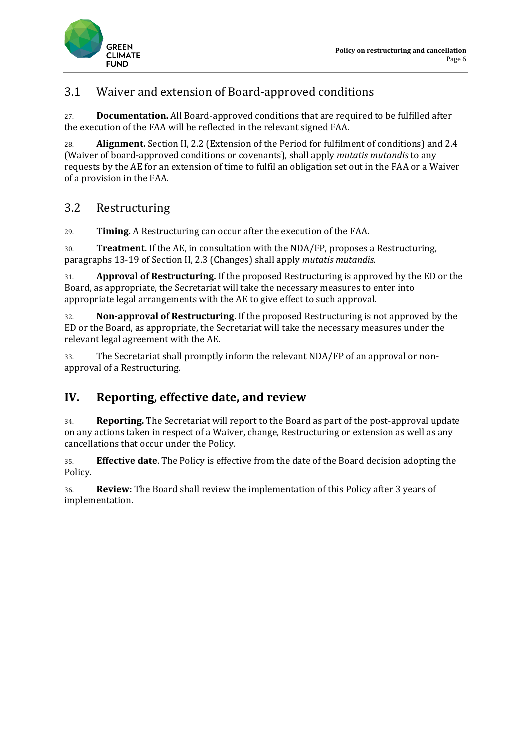### 3.1 Waiver and extension of Board-approved conditions

27. **Documentation.** All Board-approved conditions that are required to be fulfilled after the execution of the FAA will be reflected in the relevant signed FAA.

28. **Alignment.** Section II, 2.2 (Extension of the Period for fulfilment of conditions) and 2.4 (Waiver of board-approved conditions or covenants), shall apply *mutatis mutandis* to any requests by the AE for an extension of time to fulfil an obligation set out in the FAA or a Waiver of a provision in the FAA.

### 3.2 Restructuring

29. **Timing.** A Restructuring can occur after the execution of the FAA.

30. **Treatment.** If the AE, in consultation with the NDA/FP, proposes a Restructuring, paragraphs 13-19 of Section II, 2.3 (Changes) shall apply *mutatis mutandis.*

31. **Approval of Restructuring.** If the proposed Restructuring is approved by the ED or the Board, as appropriate, the Secretariat will take the necessary measures to enter into appropriate legal arrangements with the AE to give effect to such approval.

32. **Non-approval of Restructuring**. If the proposed Restructuring is not approved by the ED or the Board, as appropriate, the Secretariat will take the necessary measures under the relevant legal agreement with the AE.

33. The Secretariat shall promptly inform the relevant NDA/FP of an approval or non-approval of a Restructuring.

## IV. Reporting, effective date, and review

34. **Reporting.** The Secretariat will report to the Board as part of the post-approval update on any actions taken in respect of a Waiver, change, Restructuring or extension as well as any cancellations that occur under the Policy.

35. **Effective date**. The Policy is effective from the date of the Board decision adopting the Policy.

36. **Review:** The Board shall review the implementation of this Policy after 3 years of implementation.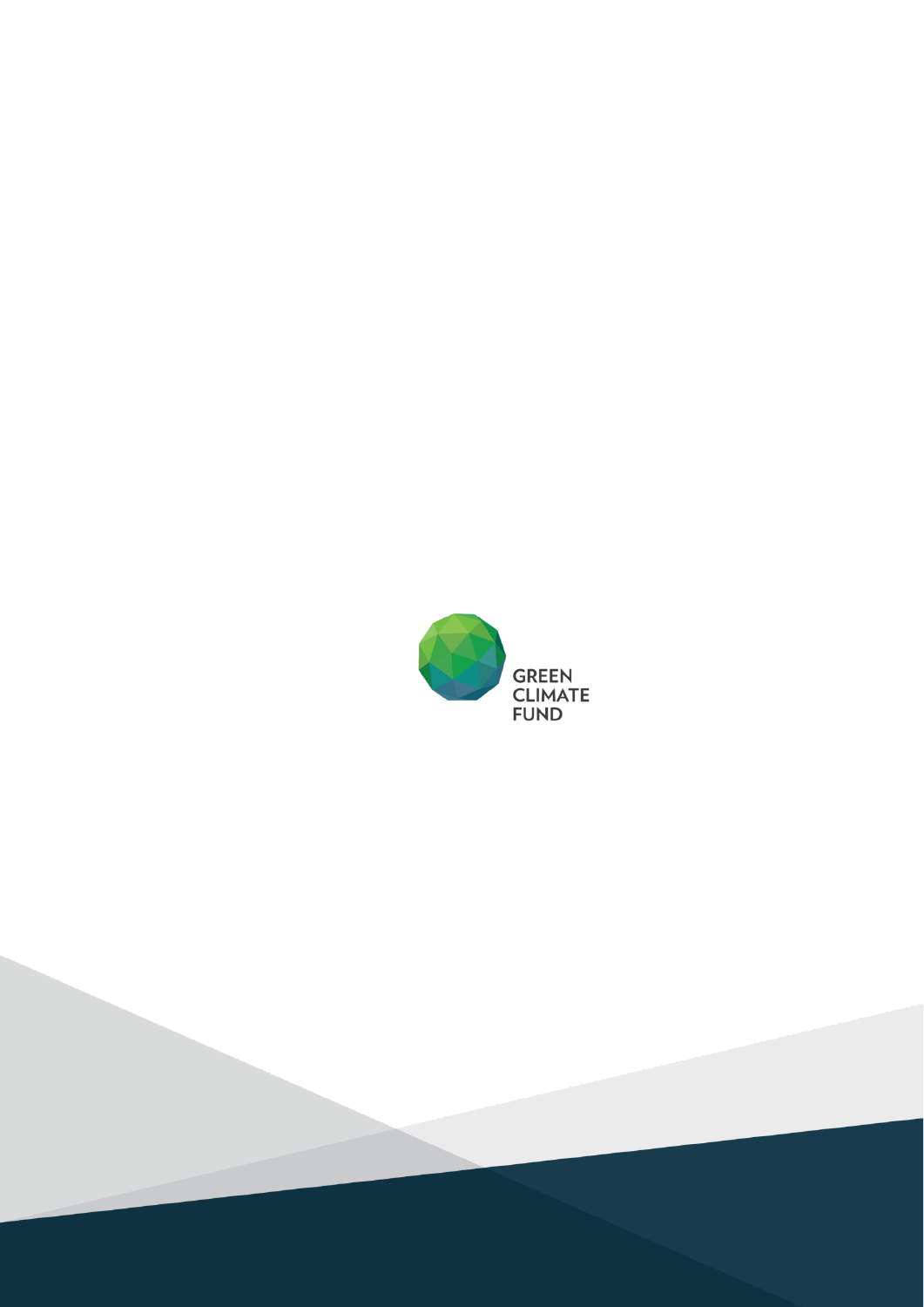GREEN
CLIMATE
FUND